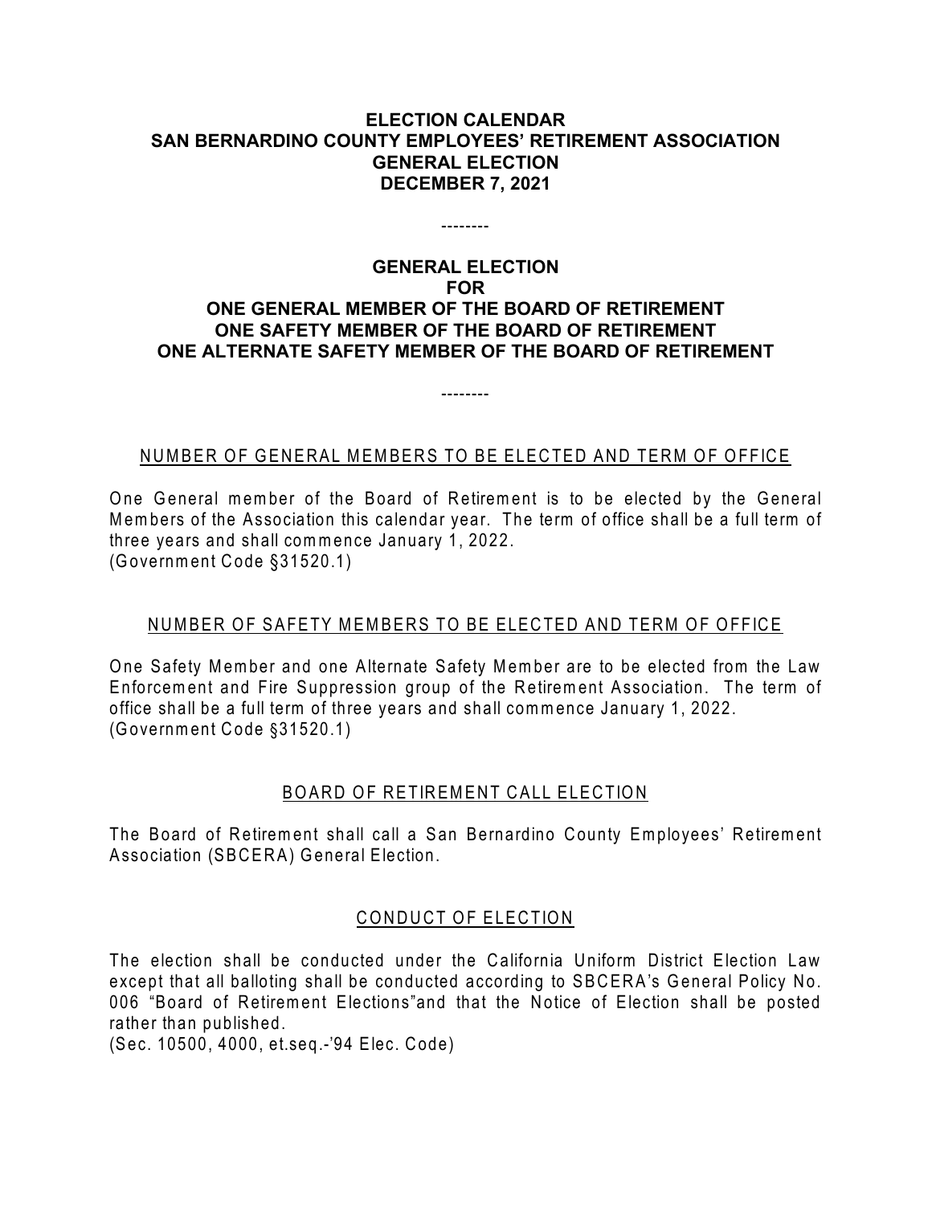# ELECTION CALENDAR
# SAN BERNARDINO COUNTY EMPLOYEES' RETIREMENT ASSOCIATION
# GENERAL ELECTION
# DECEMBER 7, 2021

--------

## GENERAL ELECTION FOR ONE GENERAL MEMBER OF THE BOARD OF RETIREMENT ONE SAFETY MEMBER OF THE BOARD OF RETIREMENT ONE ALTERNATE SAFETY MEMBER OF THE BOARD OF RETIREMENT

--------

### NUMBER OF GENERAL MEMBERS TO BE ELECTED AND TERM OF OFFICE

One General member of the Board of Retirement is to be elected by the General Members of the Association this calendar year. The term of office shall be a full term of three years and shall commence January 1, 2022.
(Government Code §31520.1)

### NUMBER OF SAFETY MEMBERS TO BE ELECTED AND TERM OF OFFICE

One Safety Member and one Alternate Safety Member are to be elected from the Law Enforcement and Fire Suppression group of the Retirement Association. The term of office shall be a full term of three years and shall commence January 1, 2022.
(Government Code §31520.1)

### BOARD OF RETIREMENT CALL ELECTION

The Board of Retirement shall call a San Bernardino County Employees' Retirement Association (SBCERA) General Election.

### CONDUCT OF ELECTION

The election shall be conducted under the California Uniform District Election Law except that all balloting shall be conducted according to SBCERA's General Policy No. 006 "Board of Retirement Elections"and that the Notice of Election shall be posted rather than published.
(Sec. 10500, 4000, et.seq.-'94 Elec. Code)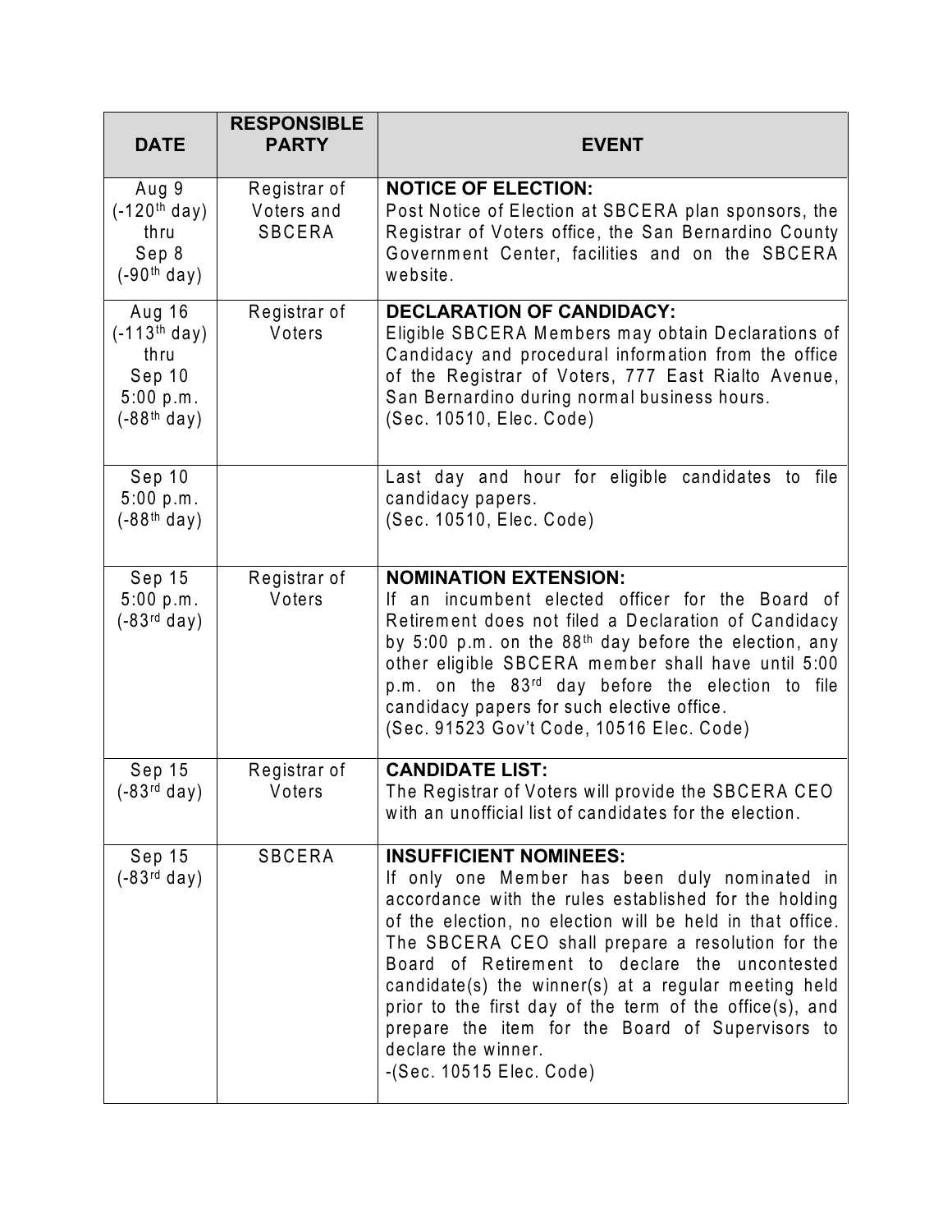| DATE | RESPONSIBLE PARTY | EVENT |
|---|---|---|
| Aug 9 (-120th day) thru Sep 8 (-90th day) | Registrar of Voters and SBCERA | **NOTICE OF ELECTION:** Post Notice of Election at SBCERA plan sponsors, the Registrar of Voters office, the San Bernardino County Government Center, facilities and on the SBCERA website. |
| Aug 16 (-113th day) thru Sep 10 5:00 p.m. (-88th day) | Registrar of Voters | **DECLARATION OF CANDIDACY:** Eligible SBCERA Members may obtain Declarations of Candidacy and procedural information from the office of the Registrar of Voters, 777 East Rialto Avenue, San Bernardino during normal business hours. (Sec. 10510, Elec. Code) |
| Sep 10 5:00 p.m. (-88th day) | | Last day and hour for eligible candidates to file candidacy papers. (Sec. 10510, Elec. Code) |
| Sep 15 5:00 p.m. (-83rd day) | Registrar of Voters | **NOMINATION EXTENSION:** If an incumbent elected officer for the Board of Retirement does not filed a Declaration of Candidacy by 5:00 p.m. on the 88th day before the election, any other eligible SBCERA member shall have until 5:00 p.m. on the 83rd day before the election to file candidacy papers for such elective office. (Sec. 91523 Gov't Code, 10516 Elec. Code) |
| Sep 15 (-83rd day) | Registrar of Voters | **CANDIDATE LIST:** The Registrar of Voters will provide the SBCERA CEO with an unofficial list of candidates for the election. |
| Sep 15 (-83rd day) | SBCERA | **INSUFFICIENT NOMINEES:** If only one Member has been duly nominated in accordance with the rules established for the holding of the election, no election will be held in that office. The SBCERA CEO shall prepare a resolution for the Board of Retirement to declare the uncontested candidate(s) the winner(s) at a regular meeting held prior to the first day of the term of the office(s), and prepare the item for the Board of Supervisors to declare the winner. -(Sec. 10515 Elec. Code) |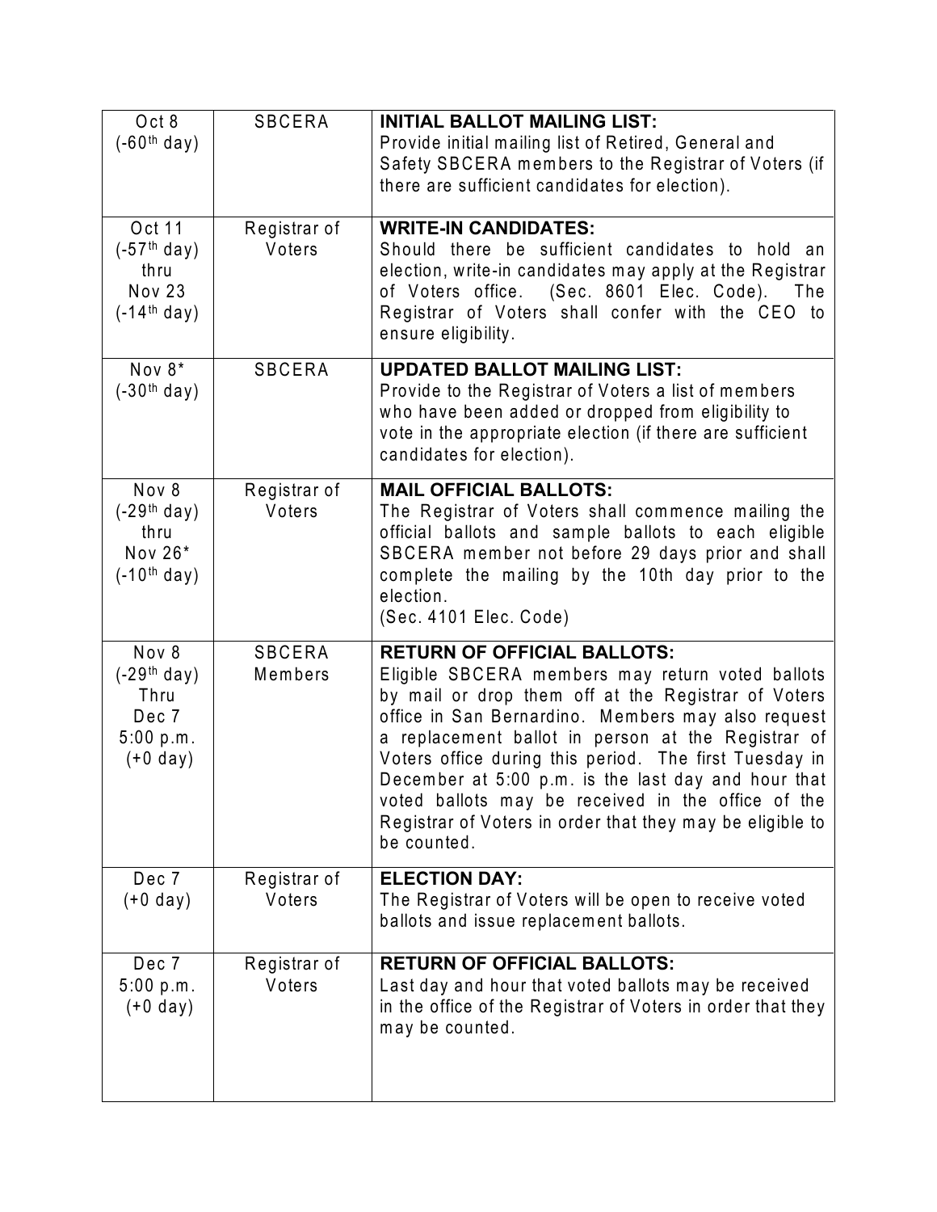| | | |
|---|---|---|
| Oct 8<br>(-60th day) | SBCERA | **INITIAL BALLOT MAILING LIST:**<br>Provide initial mailing list of Retired, General and Safety SBCERA members to the Registrar of Voters (if there are sufficient candidates for election). |
| Oct 11<br>(-57th day)<br>thru<br>Nov 23<br>(-14th day) | Registrar of Voters | **WRITE-IN CANDIDATES:**<br>Should there be sufficient candidates to hold an election, write-in candidates may apply at the Registrar of Voters office. (Sec. 8601 Elec. Code). The Registrar of Voters shall confer with the CEO to ensure eligibility. |
| Nov 8*<br>(-30th day) | SBCERA | **UPDATED BALLOT MAILING LIST:**<br>Provide to the Registrar of Voters a list of members who have been added or dropped from eligibility to vote in the appropriate election (if there are sufficient candidates for election). |
| Nov 8<br>(-29th day)<br>thru<br>Nov 26*<br>(-10th day) | Registrar of Voters | **MAIL OFFICIAL BALLOTS:**<br>The Registrar of Voters shall commence mailing the official ballots and sample ballots to each eligible SBCERA member not before 29 days prior and shall complete the mailing by the 10th day prior to the election.<br>(Sec. 4101 Elec. Code) |
| Nov 8<br>(-29th day)<br>Thru<br>Dec 7<br>5:00 p.m.<br>(+0 day) | SBCERA Members | **RETURN OF OFFICIAL BALLOTS:**<br>Eligible SBCERA members may return voted ballots by mail or drop them off at the Registrar of Voters office in San Bernardino. Members may also request a replacement ballot in person at the Registrar of Voters office during this period. The first Tuesday in December at 5:00 p.m. is the last day and hour that voted ballots may be received in the office of the Registrar of Voters in order that they may be eligible to be counted. |
| Dec 7<br>(+0 day) | Registrar of Voters | **ELECTION DAY:**<br>The Registrar of Voters will be open to receive voted ballots and issue replacement ballots. |
| Dec 7<br>5:00 p.m.<br>(+0 day) | Registrar of Voters | **RETURN OF OFFICIAL BALLOTS:**<br>Last day and hour that voted ballots may be received in the office of the Registrar of Voters in order that they may be counted. |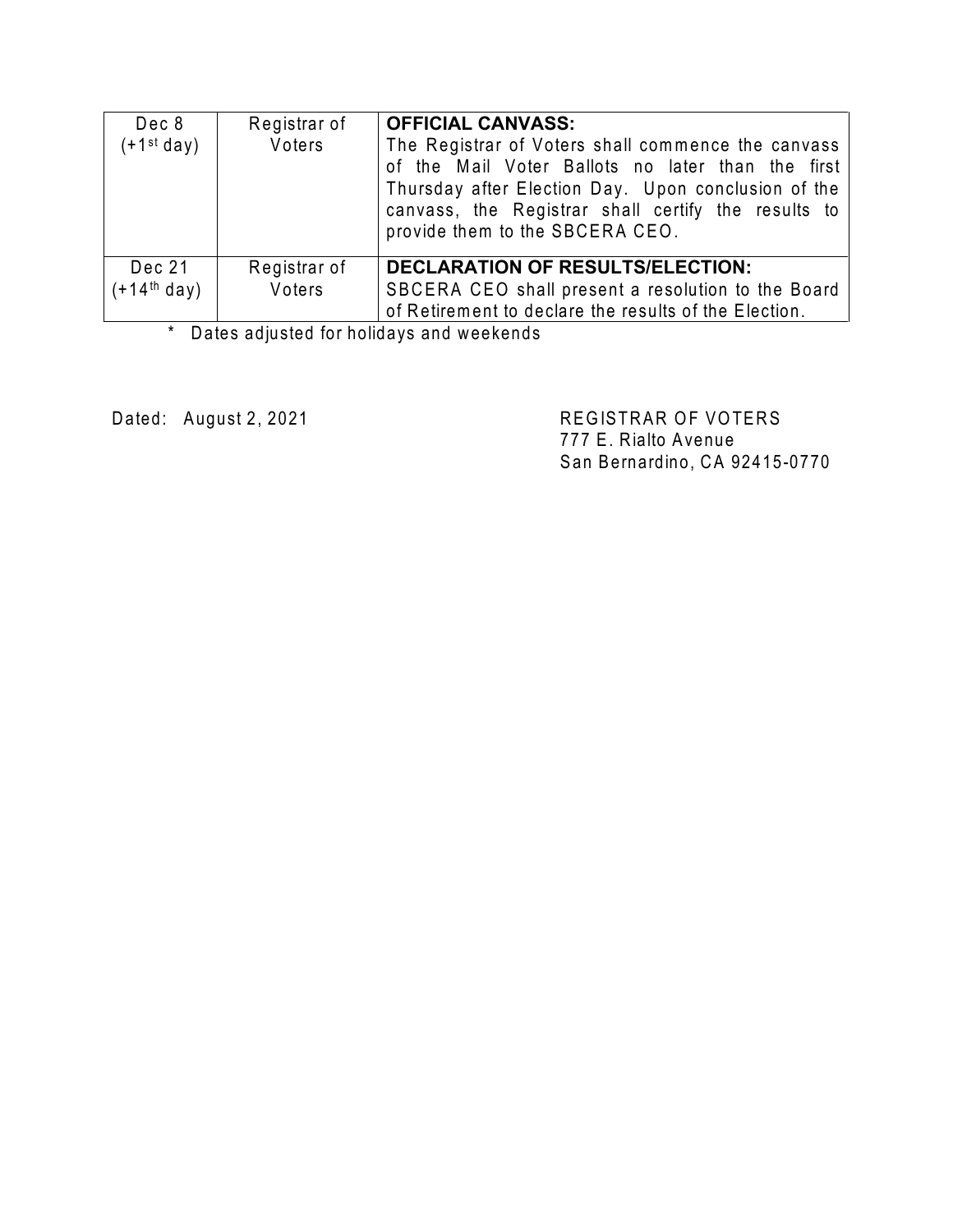| | | |
|---|---|---|
| Dec 8<br>(+1st day) | Registrar of Voters | **OFFICIAL CANVASS:**<br>The Registrar of Voters shall commence the canvass of the Mail Voter Ballots no later than the first Thursday after Election Day. Upon conclusion of the canvass, the Registrar shall certify the results to provide them to the SBCERA CEO. |
| Dec 21<br>(+14th day) | Registrar of Voters | **DECLARATION OF RESULTS/ELECTION:**<br>SBCERA CEO shall present a resolution to the Board of Retirement to declare the results of the Election. |

\* Dates adjusted for holidays and weekends

Dated: August 2, 2021

REGISTRAR OF VOTERS
777 E. Rialto Avenue
San Bernardino, CA 92415-0770